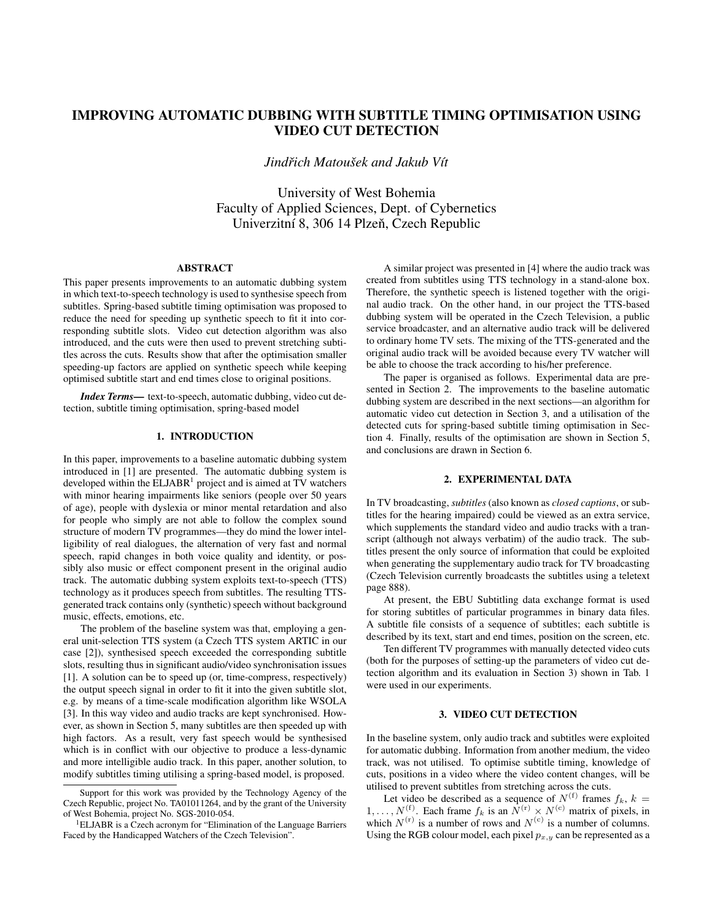# IMPROVING AUTOMATIC DUBBING WITH SUBTITLE TIMING OPTIMISATION USING VIDEO CUT DETECTION

*Jindřich Matoušek and Jakub Vít*

University of West Bohemia
Faculty of Applied Sciences, Dept. of Cybernetics
Univerzitní 8, 306 14 Plzeň, Czech Republic

## ABSTRACT

This paper presents improvements to an automatic dubbing system in which text-to-speech technology is used to synthesise speech from subtitles. Spring-based subtitle timing optimisation was proposed to reduce the need for speeding up synthetic speech to fit it into corresponding subtitle slots. Video cut detection algorithm was also introduced, and the cuts were then used to prevent stretching subtitles across the cuts. Results show that after the optimisation smaller speeding-up factors are applied on synthetic speech while keeping optimised subtitle start and end times close to original positions.

***Index Terms*—** text-to-speech, automatic dubbing, video cut detection, subtitle timing optimisation, spring-based model

## 1. INTRODUCTION

In this paper, improvements to a baseline automatic dubbing system introduced in [1] are presented. The automatic dubbing system is developed within the ELJABR[1] project and is aimed at TV watchers with minor hearing impairments like seniors (people over 50 years of age), people with dyslexia or minor mental retardation and also for people who simply are not able to follow the complex sound structure of modern TV programmes—they do mind the lower intelligibility of real dialogues, the alternation of very fast and normal speech, rapid changes in both voice quality and identity, or possibly also music or effect component present in the original audio track. The automatic dubbing system exploits text-to-speech (TTS) technology as it produces speech from subtitles. The resulting TTS-generated track contains only (synthetic) speech without background music, effects, emotions, etc.

The problem of the baseline system was that, employing a general unit-selection TTS system (a Czech TTS system ARTIC in our case [2]), synthesised speech exceeded the corresponding subtitle slots, resulting thus in significant audio/video synchronisation issues [1]. A solution can be to speed up (or, time-compress, respectively) the output speech signal in order to fit it into the given subtitle slot, e.g. by means of a time-scale modification algorithm like WSOLA [3]. In this way video and audio tracks are kept synchronised. However, as shown in Section 5, many subtitles are then speeded up with high factors. As a result, very fast speech would be synthesised which is in conflict with our objective to produce a less-dynamic and more intelligible audio track. In this paper, another solution, to modify subtitles timing utilising a spring-based model, is proposed.

A similar project was presented in [4] where the audio track was created from subtitles using TTS technology in a stand-alone box. Therefore, the synthetic speech is listened together with the original audio track. On the other hand, in our project the TTS-based dubbing system will be operated in the Czech Television, a public service broadcaster, and an alternative audio track will be delivered to ordinary home TV sets. The mixing of the TTS-generated and the original audio track will be avoided because every TV watcher will be able to choose the track according to his/her preference.

The paper is organised as follows. Experimental data are presented in Section 2. The improvements to the baseline automatic dubbing system are described in the next sections—an algorithm for automatic video cut detection in Section 3, and a utilisation of the detected cuts for spring-based subtitle timing optimisation in Section 4. Finally, results of the optimisation are shown in Section 5, and conclusions are drawn in Section 6.

## 2. EXPERIMENTAL DATA

In TV broadcasting, *subtitles* (also known as *closed captions*, or subtitles for the hearing impaired) could be viewed as an extra service, which supplements the standard video and audio tracks with a transcript (although not always verbatim) of the audio track. The subtitles present the only source of information that could be exploited when generating the supplementary audio track for TV broadcasting (Czech Television currently broadcasts the subtitles using a teletext page 888).

At present, the EBU Subtitling data exchange format is used for storing subtitles of particular programmes in binary data files. A subtitle file consists of a sequence of subtitles; each subtitle is described by its text, start and end times, position on the screen, etc.

Ten different TV programmes with manually detected video cuts (both for the purposes of setting-up the parameters of video cut detection algorithm and its evaluation in Section 3) shown in Tab. 1 were used in our experiments.

## 3. VIDEO CUT DETECTION

In the baseline system, only audio track and subtitles were exploited for automatic dubbing. Information from another medium, the video track, was not utilised. To optimise subtitle timing, knowledge of cuts, positions in a video where the video content changes, will be utilised to prevent subtitles from stretching across the cuts.

Let video be described as a sequence of $N^{(\mathrm{f})}$ frames $f_k$, $k = 1, \ldots, N^{(\mathrm{f})}$. Each frame $f_k$ is an $N^{(\mathrm{r})} \times N^{(\mathrm{c})}$ matrix of pixels, in which $N^{(\mathrm{r})}$ is a number of rows and $N^{(\mathrm{c})}$ is a number of columns. Using the RGB colour model, each pixel $p_{x,y}$ can be represented as a

---

Support for this work was provided by the Technology Agency of the Czech Republic, project No. TA01011264, and by the grant of the University of West Bohemia, project No. SGS-2010-054.

[1] ELJABR is a Czech acronym for "Elimination of the Language Barriers Faced by the Handicapped Watchers of the Czech Television".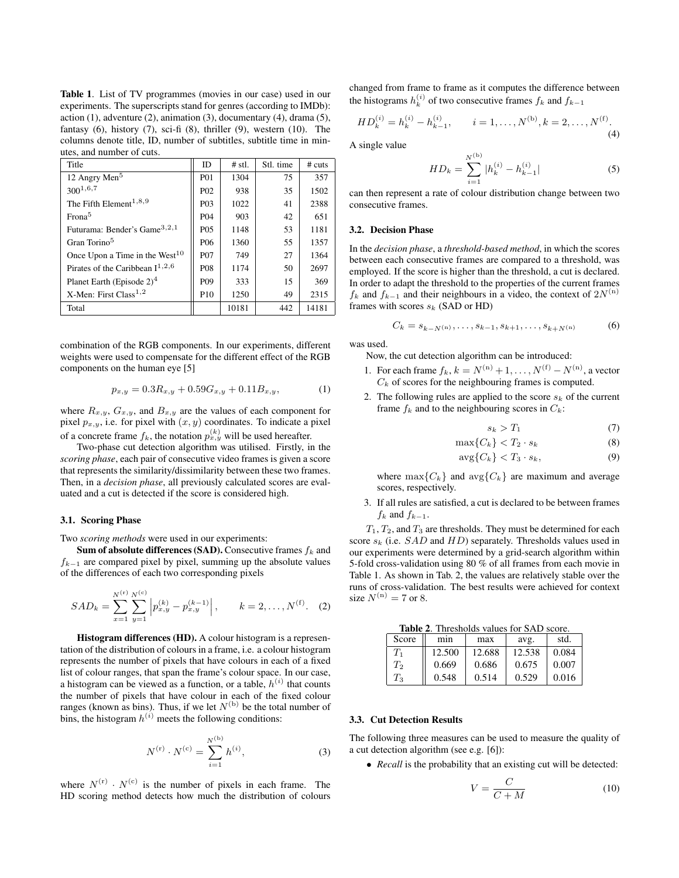**Table 1**. List of TV programmes (movies in our case) used in our experiments. The superscripts stand for genres (according to IMDb): action (1), adventure (2), animation (3), documentary (4), drama (5), fantasy (6), history (7), sci-fi (8), thriller (9), western (10). The columns denote title, ID, number of subtitles, subtitle time in minutes, and number of cuts.

| Title | ID | # stl. | Stl. time | # cuts |
|---|---|---|---|---|
| 12 Angry Men[5] | P01 | 1304 | 75 | 357 |
| 300[1,6,7] | P02 | 938 | 35 | 1502 |
| The Fifth Element[1,8,9] | P03 | 1022 | 41 | 2388 |
| Frona[5] | P04 | 903 | 42 | 651 |
| Futurama: Bender's Game[3,2,1] | P05 | 1148 | 53 | 1181 |
| Gran Torino[5] | P06 | 1360 | 55 | 1357 |
| Once Upon a Time in the West[10] | P07 | 749 | 27 | 1364 |
| Pirates of the Caribbean I[1,2,6] | P08 | 1174 | 50 | 2697 |
| Planet Earth (Episode 2)[4] | P09 | 333 | 15 | 369 |
| X-Men: First Class[1,2] | P10 | 1250 | 49 | 2315 |
| Total | | 10181 | 442 | 14181 |

combination of the RGB components. In our experiments, different weights were used to compensate for the different effect of the RGB components on the human eye [5]

$$p_{x,y} = 0.3R_{x,y} + 0.59G_{x,y} + 0.11B_{x,y}, \qquad (1)$$

where $R_{x,y}$, $G_{x,y}$, and $B_{x,y}$ are the values of each component for pixel $p_{x,y}$, i.e. for pixel with $(x, y)$ coordinates. To indicate a pixel of a concrete frame $f_k$, the notation $p^{(k)}_{x,y}$ will be used hereafter.

Two-phase cut detection algorithm was utilised. Firstly, in the *scoring phase*, each pair of consecutive video frames is given a score that represents the similarity/dissimilarity between these two frames. Then, in a *decision phase*, all previously calculated scores are evaluated and a cut is detected if the score is considered high.

### 3.1. Scoring Phase

Two *scoring methods* were used in our experiments:

**Sum of absolute differences (SAD).** Consecutive frames $f_k$ and $f_{k-1}$ are compared pixel by pixel, summing up the absolute values of the differences of each two corresponding pixels

$$SAD_k = \sum_{x=1}^{N^{(r)}} \sum_{y=1}^{N^{(c)}} \left| p^{(k)}_{x,y} - p^{(k-1)}_{x,y} \right|, \qquad k = 2, \ldots, N^{(f)}. \qquad (2)$$

**Histogram differences (HD).** A colour histogram is a representation of the distribution of colours in a frame, i.e. a colour histogram represents the number of pixels that have colours in each of a fixed list of colour ranges, that span the frame's colour space. In our case, a histogram can be viewed as a function, or a table, $h^{(i)}$ that counts the number of pixels that have colour in each of the fixed colour ranges (known as bins). Thus, if we let $N^{(b)}$ be the total number of bins, the histogram $h^{(i)}$ meets the following conditions:

$$N^{(r)} \cdot N^{(c)} = \sum_{i=1}^{N^{(b)}} h^{(i)}, \qquad (3)$$

where $N^{(r)} \cdot N^{(c)}$ is the number of pixels in each frame. The HD scoring method detects how much the distribution of colours changed from frame to frame as it computes the difference between the histograms $h^{(i)}_k$ of two consecutive frames $f_k$ and $f_{k-1}$

$$HD^{(i)}_k = h^{(i)}_k - h^{(i)}_{k-1}, \qquad i = 1, \ldots, N^{(b)}, k = 2, \ldots, N^{(f)}. \qquad (4)$$

A single value

$$HD_k = \sum_{i=1}^{N^{(b)}} |h^{(i)}_k - h^{(i)}_{k-1}| \qquad (5)$$

can then represent a rate of colour distribution change between two consecutive frames.

### 3.2. Decision Phase

In the *decision phase*, a *threshold-based method*, in which the scores between each consecutive frames are compared to a threshold, was employed. If the score is higher than the threshold, a cut is declared. In order to adapt the threshold to the properties of the current frames $f_k$ and $f_{k-1}$ and their neighbours in a video, the context of $2N^{(n)}$ frames with scores $s_k$ (SAD or HD)

$$C_k = s_{k-N^{(n)}}, \ldots, s_{k-1}, s_{k+1}, \ldots, s_{k+N^{(n)}} \qquad (6)$$

was used.

Now, the cut detection algorithm can be introduced:

1. For each frame $f_k$, $k = N^{(n)} + 1, \ldots, N^{(f)} - N^{(n)}$, a vector $C_k$ of scores for the neighbouring frames is computed.
2. The following rules are applied to the score $s_k$ of the current frame $f_k$ and to the neighbouring scores in $C_k$:

$$s_k > T_1 \qquad (7)$$

$$\max\{C_k\} < T_2 \cdot s_k \qquad (8)$$

$$\text{avg}\{C_k\} < T_3 \cdot s_k, \qquad (9)$$

   where $\max\{C_k\}$ and $\text{avg}\{C_k\}$ are maximum and average scores, respectively.

3. If all rules are satisfied, a cut is declared to be between frames $f_k$ and $f_{k-1}$.

$T_1$, $T_2$, and $T_3$ are thresholds. They must be determined for each score $s_k$ (i.e. $SAD$ and $HD$) separately. Thresholds values used in our experiments were determined by a grid-search algorithm within 5-fold cross-validation using 80 % of all frames from each movie in Table 1. As shown in Tab. 2, the values are relatively stable over the runs of cross-validation. The best results were achieved for context size $N^{(n)} = 7$ or 8.

**Table 2**. Thresholds values for SAD score.

| Score | min | max | avg. | std. |
|---|---|---|---|---|
| $T_1$ | 12.500 | 12.688 | 12.538 | 0.084 |
| $T_2$ | 0.669 | 0.686 | 0.675 | 0.007 |
| $T_3$ | 0.548 | 0.514 | 0.529 | 0.016 |

### 3.3. Cut Detection Results

The following three measures can be used to measure the quality of a cut detection algorithm (see e.g. [6]):

- *Recall* is the probability that an existing cut will be detected:

$$V = \frac{C}{C + M} \qquad (10)$$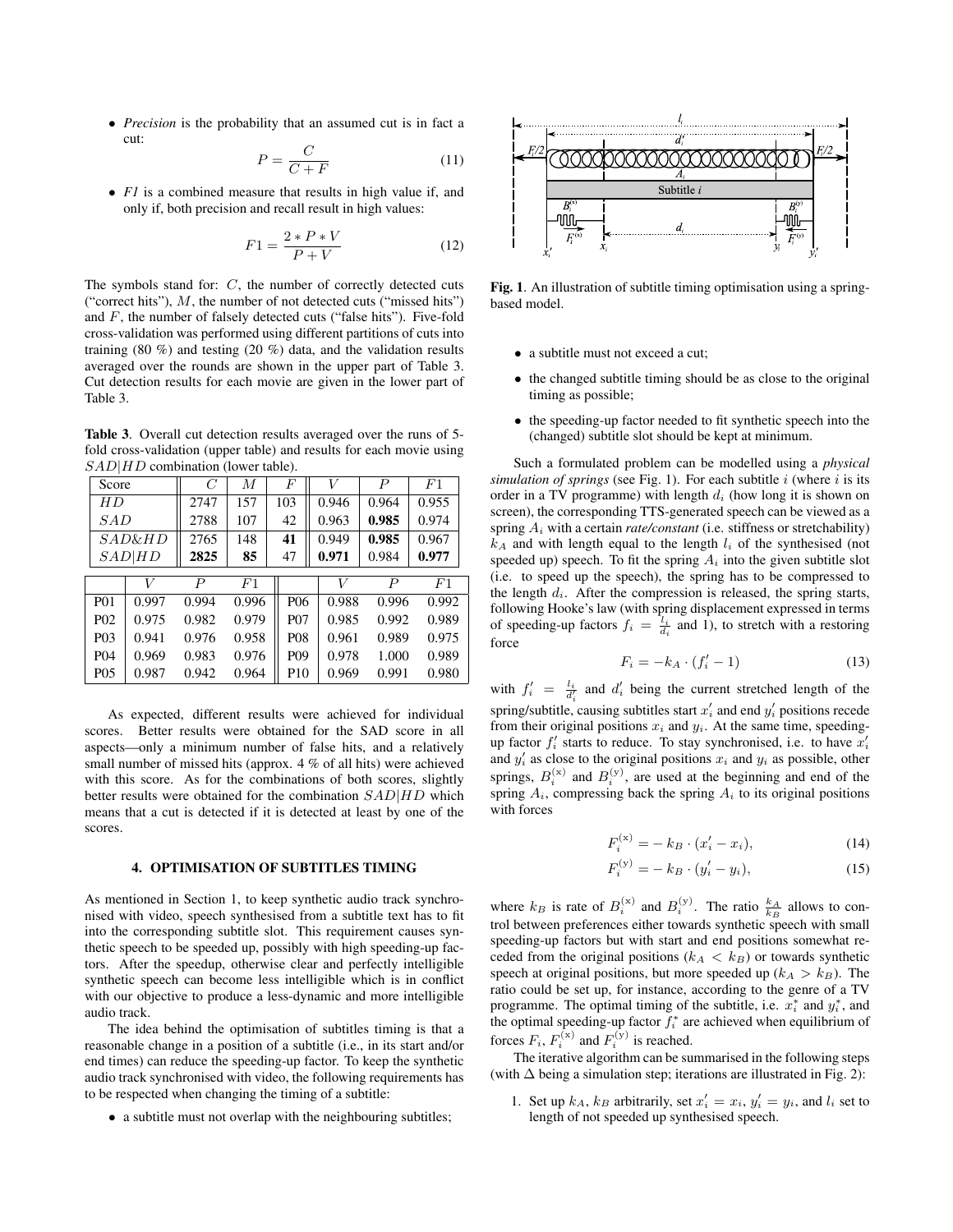- *Precision* is the probability that an assumed cut is in fact a cut:

$$P = \frac{C}{C + F} \tag{11}$$

- *F1* is a combined measure that results in high value if, and only if, both precision and recall result in high values:

$$F1 = \frac{2 * P * V}{P + V} \tag{12}$$

The symbols stand for: $C$, the number of correctly detected cuts ("correct hits"), $M$, the number of not detected cuts ("missed hits") and $F$, the number of falsely detected cuts ("false hits"). Five-fold cross-validation was performed using different partitions of cuts into training (80 %) and testing (20 %) data, and the validation results averaged over the rounds are shown in the upper part of Table 3. Cut detection results for each movie are given in the lower part of Table 3.

**Table 3**. Overall cut detection results averaged over the runs of 5-fold cross-validation (upper table) and results for each movie using $SAD|HD$ combination (lower table).

| Score | $C$ | $M$ | $F$ | $V$ | $P$ | $F1$ |
|---|---|---|---|---|---|---|
| $HD$ | 2747 | 157 | 103 | 0.946 | 0.964 | 0.955 |
| $SAD$ | 2788 | 107 | 42 | 0.963 | **0.985** | 0.974 |
| $SAD\&HD$ | 2765 | 148 | **41** | 0.949 | **0.985** | 0.967 |
| $SAD\|HD$ | **2825** | **85** | 47 | **0.971** | 0.984 | **0.977** |

| | $V$ | $P$ | $F1$ | | $V$ | $P$ | $F1$ |
|---|---|---|---|---|---|---|---|
| P01 | 0.997 | 0.994 | 0.996 | P06 | 0.988 | 0.996 | 0.992 |
| P02 | 0.975 | 0.982 | 0.979 | P07 | 0.985 | 0.992 | 0.989 |
| P03 | 0.941 | 0.976 | 0.958 | P08 | 0.961 | 0.989 | 0.975 |
| P04 | 0.969 | 0.983 | 0.976 | P09 | 0.978 | 1.000 | 0.989 |
| P05 | 0.987 | 0.942 | 0.964 | P10 | 0.969 | 0.991 | 0.980 |

As expected, different results were achieved for individual scores. Better results were obtained for the SAD score in all aspects—only a minimum number of false hits, and a relatively small number of missed hits (approx. 4 % of all hits) were achieved with this score. As for the combinations of both scores, slightly better results were obtained for the combination $SAD|HD$ which means that a cut is detected if it is detected at least by one of the scores.

## 4. OPTIMISATION OF SUBTITLES TIMING

As mentioned in Section 1, to keep synthetic audio track synchronised with video, speech synthesised from a subtitle text has to fit into the corresponding subtitle slot. This requirement causes synthetic speech to be speeded up, possibly with high speeding-up factors. After the speedup, otherwise clear and perfectly intelligible synthetic speech can become less intelligible which is in conflict with our objective to produce a less-dynamic and more intelligible audio track.

The idea behind the optimisation of subtitles timing is that a reasonable change in a position of a subtitle (i.e., in its start and/or end times) can reduce the speeding-up factor. To keep the synthetic audio track synchronised with video, the following requirements has to be respected when changing the timing of a subtitle:

- a subtitle must not overlap with the neighbouring subtitles;
- a subtitle must not exceed a cut;
- the changed subtitle timing should be as close to the original timing as possible;
- the speeding-up factor needed to fit synthetic speech into the (changed) subtitle slot should be kept at minimum.

**Fig. 1**. An illustration of subtitle timing optimisation using a spring-based model.

Such a formulated problem can be modelled using a *physical simulation of springs* (see Fig. 1). For each subtitle $i$ (where $i$ is its order in a TV programme) with length $d_i$ (how long it is shown on screen), the corresponding TTS-generated speech can be viewed as a spring $A_i$ with a certain *rate/constant* (i.e. stiffness or stretchability) $k_A$ and with length equal to the length $l_i$ of the synthesised (not speeded up) speech. To fit the spring $A_i$ into the given subtitle slot (i.e. to speed up the speech), the spring has to be compressed to the length $d_i$. After the compression is released, the spring starts, following Hooke's law (with spring displacement expressed in terms of speeding-up factors $f_i = \frac{l_i}{d_i}$ and 1), to stretch with a restoring force

$$F_i = -k_A \cdot (f_i' - 1) \tag{13}$$

with $f_i' = \frac{l_i}{d_i'}$ and $d_i'$ being the current stretched length of the spring/subtitle, causing subtitles start $x_i'$ and end $y_i'$ positions recede from their original positions $x_i$ and $y_i$. At the same time, speeding-up factor $f_i'$ starts to reduce. To stay synchronised, i.e. to have $x_i'$ and $y_i'$ as close to the original positions $x_i$ and $y_i$ as possible, other springs, $B_i^{(x)}$ and $B_i^{(y)}$, are used at the beginning and end of the spring $A_i$, compressing back the spring $A_i$ to its original positions with forces

$$F_i^{(x)} = -k_B \cdot (x_i' - x_i), \tag{14}$$

$$F_i^{(y)} = -k_B \cdot (y_i' - y_i), \tag{15}$$

where $k_B$ is rate of $B_i^{(x)}$ and $B_i^{(y)}$. The ratio $\frac{k_A}{k_B}$ allows to control between preferences either towards synthetic speech with small speeding-up factors but with start and end positions somewhat receded from the original positions ($k_A < k_B$) or towards synthetic speech at original positions, but more speeded up ($k_A > k_B$). The ratio could be set up, for instance, according to the genre of a TV programme. The optimal timing of the subtitle, i.e. $x_i^*$ and $y_i^*$, and the optimal speeding-up factor $f_i^*$ are achieved when equilibrium of forces $F_i$, $F_i^{(x)}$ and $F_i^{(y)}$ is reached.

The iterative algorithm can be summarised in the following steps (with $\Delta$ being a simulation step; iterations are illustrated in Fig. 2):

1. Set up $k_A$, $k_B$ arbitrarily, set $x_i' = x_i$, $y_i' = y_i$, and $l_i$ set to length of not speeded up synthesised speech.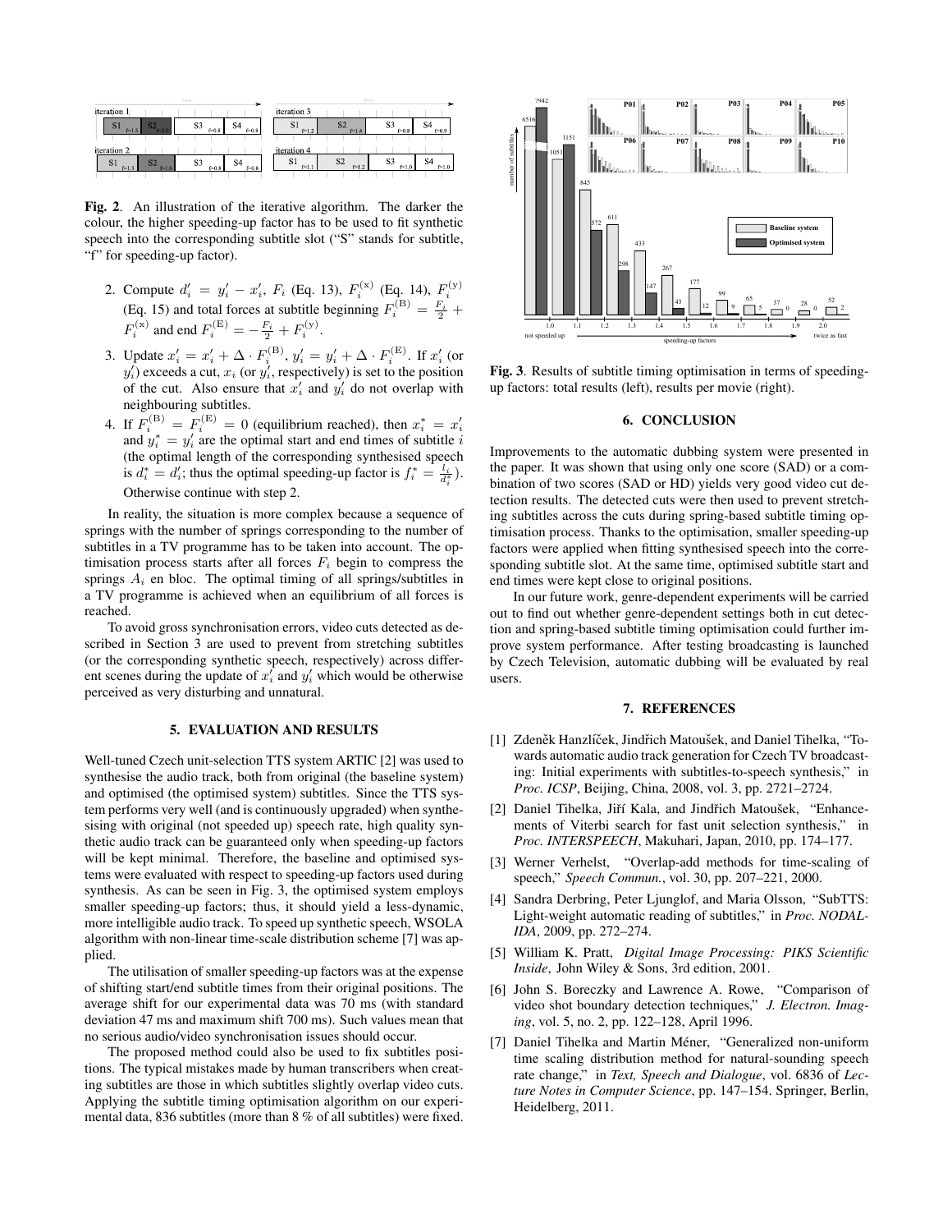iteration 1

S1 f=1.5 | S2 f=2.0 | S3 f=0.8 | S4 f=0.8

iteration 2

S1 f=1.3 | S2 f=1.6 | S3 f=0.8 | S4 f=0.8

iteration 3

S1 f=1.2 | S2 f=1.4 | S3 f=0.8 | S4 f=0.9

iteration 4

S1 f=1.1 | S2 f=1.2 | S3 f=1.0 | S4 f=1.0

Time

**Fig. 2**. An illustration of the iterative algorithm. The darker the colour, the higher speeding-up factor has to be used to fit synthetic speech into the corresponding subtitle slot ("S" stands for subtitle, "f" for speeding-up factor).

2. Compute $d'_i = y'_i - x'_i$, $F_i$ (Eq. 13), $F_i^{(\mathrm{x})}$ (Eq. 14), $F_i^{(\mathrm{y})}$ (Eq. 15) and total forces at subtitle beginning $F_i^{(\mathrm{B})} = \frac{F_i}{2} + F_i^{(\mathrm{x})}$ and end $F_i^{(\mathrm{E})} = -\frac{F_i}{2} + F_i^{(\mathrm{y})}$.
3. Update $x'_i = x'_i + \Delta \cdot F_i^{(\mathrm{B})}$, $y'_i = y'_i + \Delta \cdot F_i^{(\mathrm{E})}$. If $x'_i$ (or $y'_i$) exceeds a cut, $x_i$ (or $y'_i$, respectively) is set to the position of the cut. Also ensure that $x'_i$ and $y'_i$ do not overlap with neighbouring subtitles.
4. If $F_i^{(\mathrm{B})} = F_i^{(\mathrm{E})} = 0$ (equilibrium reached), then $x^*_i = x'_i$ and $y^*_i = y'_i$ are the optimal start and end times of subtitle $i$ (the optimal length of the corresponding synthesised speech is $d^*_i = d'_i$; thus the optimal speeding-up factor is $f^*_i = \frac{l_i}{d^*_i}$). Otherwise continue with step 2.

In reality, the situation is more complex because a sequence of springs with the number of springs corresponding to the number of subtitles in a TV programme has to be taken into account. The optimisation process starts after all forces $F_i$ begin to compress the springs $A_i$ en bloc. The optimal timing of all springs/subtitles in a TV programme is achieved when an equilibrium of all forces is reached.

To avoid gross synchronisation errors, video cuts detected as described in Section 3 are used to prevent from stretching subtitles (or the corresponding synthetic speech, respectively) across different scenes during the update of $x'_i$ and $y'_i$ which would be otherwise perceived as very disturbing and unnatural.

## 5. EVALUATION AND RESULTS

Well-tuned Czech unit-selection TTS system ARTIC [2] was used to synthesise the audio track, both from original (the baseline system) and optimised (the optimised system) subtitles. Since the TTS system performs very well (and is continuously upgraded) when synthesising with original (not speeded up) speech rate, high quality synthetic audio track can be guaranteed only when speeding-up factors will be kept minimal. Therefore, the baseline and optimised systems were evaluated with respect to speeding-up factors used during synthesis. As can be seen in Fig. 3, the optimised system employs smaller speeding-up factors; thus, it should yield a less-dynamic, more intelligible audio track. To speed up synthetic speech, WSOLA algorithm with non-linear time-scale distribution scheme [7] was applied.

The utilisation of smaller speeding-up factors was at the expense of shifting start/end subtitle times from their original positions. The average shift for our experimental data was 70 ms (with standard deviation 47 ms and maximum shift 700 ms). Such values mean that no serious audio/video synchronisation issues should occur.

The proposed method could also be used to fix subtitles positions. The typical mistakes made by human transcribers when creating subtitles are those in which subtitles slightly overlap video cuts. Applying the subtitle timing optimisation algorithm on our experimental data, 836 subtitles (more than 8 % of all subtitles) were fixed.

number of subtitles

6516 7942 1051 1151 845 572 611 298 433 147 267 43 177 12 99 9 65 5 37 0 28 0 52 2

1.0 1.1 1.2 1.3 1.4 1.5 1.6 1.7 1.8 1.9 2.0

not speeded up — speeding-up factors — twice as fast

Baseline system

Optimised system

P01 P02 P03 P04 P05 P06 P07 P08 P09 P10

**Fig. 3**. Results of subtitle timing optimisation in terms of speeding-up factors: total results (left), results per movie (right).

## 6. CONCLUSION

Improvements to the automatic dubbing system were presented in the paper. It was shown that using only one score (SAD) or a combination of two scores (SAD or HD) yields very good video cut detection results. The detected cuts were then used to prevent stretching subtitles across the cuts during spring-based subtitle timing optimisation process. Thanks to the optimisation, smaller speeding-up factors were applied when fitting synthesised speech into the corresponding subtitle slot. At the same time, optimised subtitle start and end times were kept close to original positions.

In our future work, genre-dependent experiments will be carried out to find out whether genre-dependent settings both in cut detection and spring-based subtitle timing optimisation could further improve system performance. After testing broadcasting is launched by Czech Television, automatic dubbing will be evaluated by real users.

## 7. REFERENCES

[1] Zdeněk Hanzlíček, Jindřich Matoušek, and Daniel Tihelka, "Towards automatic audio track generation for Czech TV broadcasting: Initial experiments with subtitles-to-speech synthesis," in *Proc. ICSP*, Beijing, China, 2008, vol. 3, pp. 2721–2724.

[2] Daniel Tihelka, Jiří Kala, and Jindřich Matoušek, "Enhancements of Viterbi search for fast unit selection synthesis," in *Proc. INTERSPEECH*, Makuhari, Japan, 2010, pp. 174–177.

[3] Werner Verhelst, "Overlap-add methods for time-scaling of speech," *Speech Commun.*, vol. 30, pp. 207–221, 2000.

[4] Sandra Derbring, Peter Ljunglof, and Maria Olsson, "SubTTS: Light-weight automatic reading of subtitles," in *Proc. NODALIDA*, 2009, pp. 272–274.

[5] William K. Pratt, *Digital Image Processing: PIKS Scientific Inside*, John Wiley & Sons, 3rd edition, 2001.

[6] John S. Boreczky and Lawrence A. Rowe, "Comparison of video shot boundary detection techniques," *J. Electron. Imaging*, vol. 5, no. 2, pp. 122–128, April 1996.

[7] Daniel Tihelka and Martin Méner, "Generalized non-uniform time scaling distribution method for natural-sounding speech rate change," in *Text, Speech and Dialogue*, vol. 6836 of *Lecture Notes in Computer Science*, pp. 147–154. Springer, Berlin, Heidelberg, 2011.